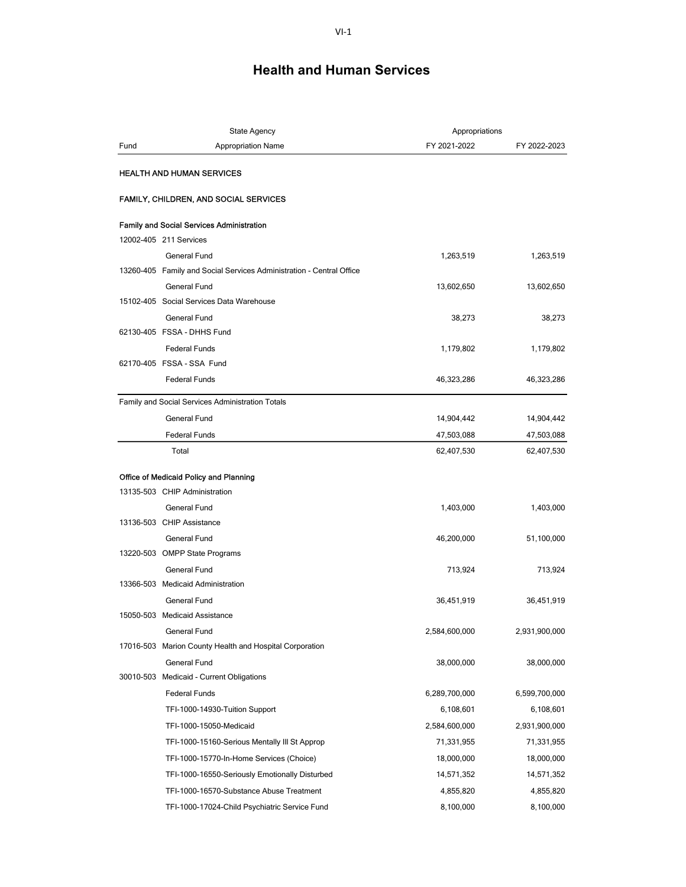# Health and Human Services

| Fund | State Agency / Appropriation Name | Appropriations FY 2021-2022 | FY 2022-2023 |
|---|---|---|---|
| **HEALTH AND HUMAN SERVICES** | | | |
| **FAMILY, CHILDREN, AND SOCIAL SERVICES** | | | |
| **Family and Social Services Administration** | | | |
| 12002-405 | 211 Services | | |
| | General Fund | 1,263,519 | 1,263,519 |
| 13260-405 | Family and Social Services Administration - Central Office | | |
| | General Fund | 13,602,650 | 13,602,650 |
| 15102-405 | Social Services Data Warehouse | | |
| | General Fund | 38,273 | 38,273 |
| 62130-405 | FSSA - DHHS Fund | | |
| | Federal Funds | 1,179,802 | 1,179,802 |
| 62170-405 | FSSA - SSA Fund | | |
| | Federal Funds | 46,323,286 | 46,323,286 |
| Family and Social Services Administration Totals | | | |
| | General Fund | 14,904,442 | 14,904,442 |
| | Federal Funds | 47,503,088 | 47,503,088 |
| | Total | 62,407,530 | 62,407,530 |
| **Office of Medicaid Policy and Planning** | | | |
| 13135-503 | CHIP Administration | | |
| | General Fund | 1,403,000 | 1,403,000 |
| 13136-503 | CHIP Assistance | | |
| | General Fund | 46,200,000 | 51,100,000 |
| 13220-503 | OMPP State Programs | | |
| | General Fund | 713,924 | 713,924 |
| 13366-503 | Medicaid Administration | | |
| | General Fund | 36,451,919 | 36,451,919 |
| 15050-503 | Medicaid Assistance | | |
| | General Fund | 2,584,600,000 | 2,931,900,000 |
| 17016-503 | Marion County Health and Hospital Corporation | | |
| | General Fund | 38,000,000 | 38,000,000 |
| 30010-503 | Medicaid - Current Obligations | | |
| | Federal Funds | 6,289,700,000 | 6,599,700,000 |
| | TFI-1000-14930-Tuition Support | 6,108,601 | 6,108,601 |
| | TFI-1000-15050-Medicaid | 2,584,600,000 | 2,931,900,000 |
| | TFI-1000-15160-Serious Mentally Ill St Approp | 71,331,955 | 71,331,955 |
| | TFI-1000-15770-In-Home Services (Choice) | 18,000,000 | 18,000,000 |
| | TFI-1000-16550-Seriously Emotionally Disturbed | 14,571,352 | 14,571,352 |
| | TFI-1000-16570-Substance Abuse Treatment | 4,855,820 | 4,855,820 |
| | TFI-1000-17024-Child Psychiatric Service Fund | 8,100,000 | 8,100,000 |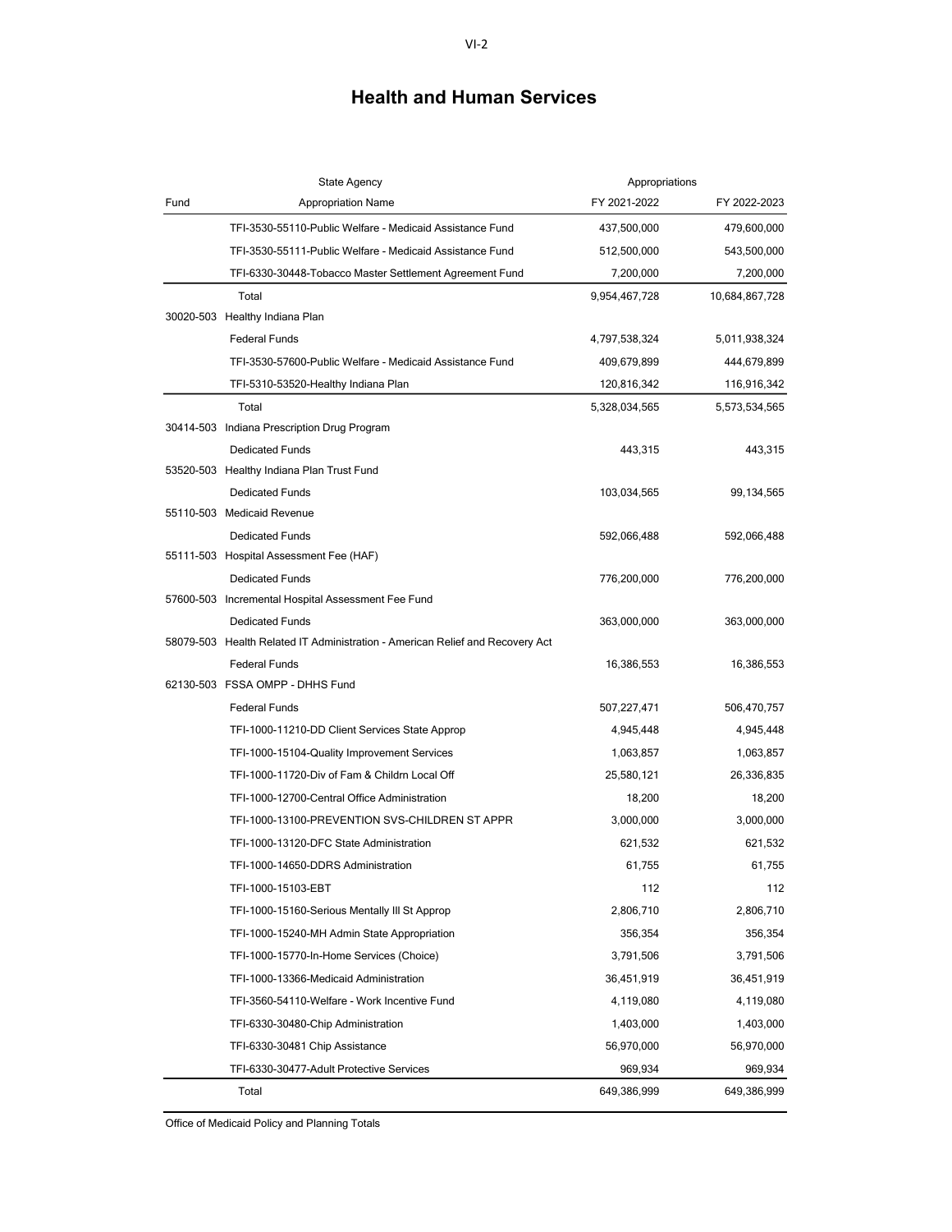# Health and Human Services

| Fund | State Agency / Appropriation Name | Appropriations FY 2021-2022 | FY 2022-2023 |
|---|---|---|---|
| | TFI-3530-55110-Public Welfare - Medicaid Assistance Fund | 437,500,000 | 479,600,000 |
| | TFI-3530-55111-Public Welfare - Medicaid Assistance Fund | 512,500,000 | 543,500,000 |
| | TFI-6330-30448-Tobacco Master Settlement Agreement Fund | 7,200,000 | 7,200,000 |
| | Total | 9,954,467,728 | 10,684,867,728 |
| 30020-503 | Healthy Indiana Plan | | |
| | Federal Funds | 4,797,538,324 | 5,011,938,324 |
| | TFI-3530-57600-Public Welfare - Medicaid Assistance Fund | 409,679,899 | 444,679,899 |
| | TFI-5310-53520-Healthy Indiana Plan | 120,816,342 | 116,916,342 |
| | Total | 5,328,034,565 | 5,573,534,565 |
| 30414-503 | Indiana Prescription Drug Program | | |
| | Dedicated Funds | 443,315 | 443,315 |
| 53520-503 | Healthy Indiana Plan Trust Fund | | |
| | Dedicated Funds | 103,034,565 | 99,134,565 |
| 55110-503 | Medicaid Revenue | | |
| | Dedicated Funds | 592,066,488 | 592,066,488 |
| 55111-503 | Hospital Assessment Fee (HAF) | | |
| | Dedicated Funds | 776,200,000 | 776,200,000 |
| 57600-503 | Incremental Hospital Assessment Fee Fund | | |
| | Dedicated Funds | 363,000,000 | 363,000,000 |
| 58079-503 | Health Related IT Administration - American Relief and Recovery Act | | |
| | Federal Funds | 16,386,553 | 16,386,553 |
| 62130-503 | FSSA OMPP - DHHS Fund | | |
| | Federal Funds | 507,227,471 | 506,470,757 |
| | TFI-1000-11210-DD Client Services State Approp | 4,945,448 | 4,945,448 |
| | TFI-1000-15104-Quality Improvement Services | 1,063,857 | 1,063,857 |
| | TFI-1000-11720-Div of Fam & Childrn Local Off | 25,580,121 | 26,336,835 |
| | TFI-1000-12700-Central Office Administration | 18,200 | 18,200 |
| | TFI-1000-13100-PREVENTION SVS-CHILDREN ST APPR | 3,000,000 | 3,000,000 |
| | TFI-1000-13120-DFC State Administration | 621,532 | 621,532 |
| | TFI-1000-14650-DDRS Administration | 61,755 | 61,755 |
| | TFI-1000-15103-EBT | 112 | 112 |
| | TFI-1000-15160-Serious Mentally Ill St Approp | 2,806,710 | 2,806,710 |
| | TFI-1000-15240-MH Admin State Appropriation | 356,354 | 356,354 |
| | TFI-1000-15770-In-Home Services (Choice) | 3,791,506 | 3,791,506 |
| | TFI-1000-13366-Medicaid Administration | 36,451,919 | 36,451,919 |
| | TFI-3560-54110-Welfare - Work Incentive Fund | 4,119,080 | 4,119,080 |
| | TFI-6330-30480-Chip Administration | 1,403,000 | 1,403,000 |
| | TFI-6330-30481 Chip Assistance | 56,970,000 | 56,970,000 |
| | TFI-6330-30477-Adult Protective Services | 969,934 | 969,934 |
| | Total | 649,386,999 | 649,386,999 |

Office of Medicaid Policy and Planning Totals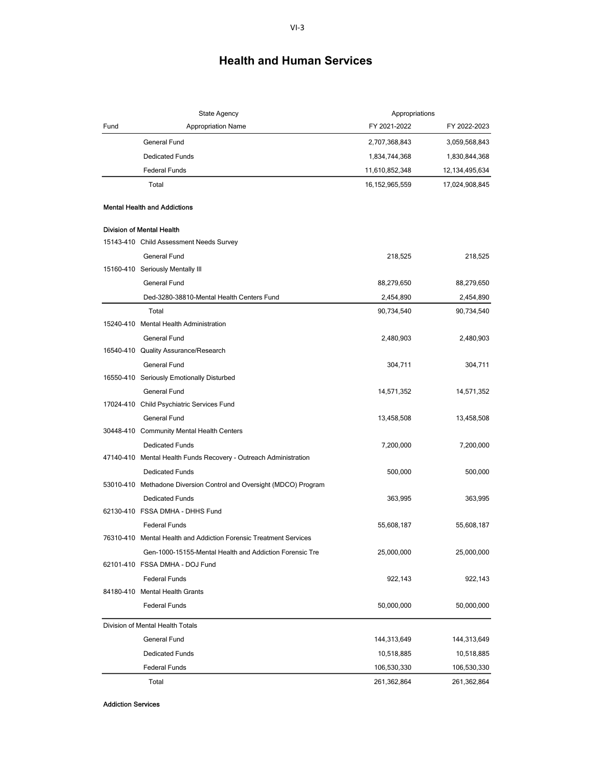## Health and Human Services

| Fund | State Agency<br>Appropriation Name | Appropriations<br>FY 2021-2022 | FY 2022-2023 |
|---|---|---|---|
| | General Fund | 2,707,368,843 | 3,059,568,843 |
| | Dedicated Funds | 1,834,744,368 | 1,830,844,368 |
| | Federal Funds | 11,610,852,348 | 12,134,495,634 |
| | Total | 16,152,965,559 | 17,024,908,845 |
| **Mental Health and Addictions** | | | |
| **Division of Mental Health** | | | |
| 15143-410 | Child Assessment Needs Survey | | |
| | General Fund | 218,525 | 218,525 |
| 15160-410 | Seriously Mentally Ill | | |
| | General Fund | 88,279,650 | 88,279,650 |
| | Ded-3280-38810-Mental Health Centers Fund | 2,454,890 | 2,454,890 |
| | Total | 90,734,540 | 90,734,540 |
| 15240-410 | Mental Health Administration | | |
| | General Fund | 2,480,903 | 2,480,903 |
| 16540-410 | Quality Assurance/Research | | |
| | General Fund | 304,711 | 304,711 |
| 16550-410 | Seriously Emotionally Disturbed | | |
| | General Fund | 14,571,352 | 14,571,352 |
| 17024-410 | Child Psychiatric Services Fund | | |
| | General Fund | 13,458,508 | 13,458,508 |
| 30448-410 | Community Mental Health Centers | | |
| | Dedicated Funds | 7,200,000 | 7,200,000 |
| 47140-410 | Mental Health Funds Recovery - Outreach Administration | | |
| | Dedicated Funds | 500,000 | 500,000 |
| 53010-410 | Methadone Diversion Control and Oversight (MDCO) Program | | |
| | Dedicated Funds | 363,995 | 363,995 |
| 62130-410 | FSSA DMHA - DHHS Fund | | |
| | Federal Funds | 55,608,187 | 55,608,187 |
| 76310-410 | Mental Health and Addiction Forensic Treatment Services | | |
| | Gen-1000-15155-Mental Health and Addiction Forensic Tre | 25,000,000 | 25,000,000 |
| 62101-410 | FSSA DMHA - DOJ Fund | | |
| | Federal Funds | 922,143 | 922,143 |
| 84180-410 | Mental Health Grants | | |
| | Federal Funds | 50,000,000 | 50,000,000 |
| Division of Mental Health Totals | | | |
| | General Fund | 144,313,649 | 144,313,649 |
| | Dedicated Funds | 10,518,885 | 10,518,885 |
| | Federal Funds | 106,530,330 | 106,530,330 |
| | Total | 261,362,864 | 261,362,864 |

**Addiction Services**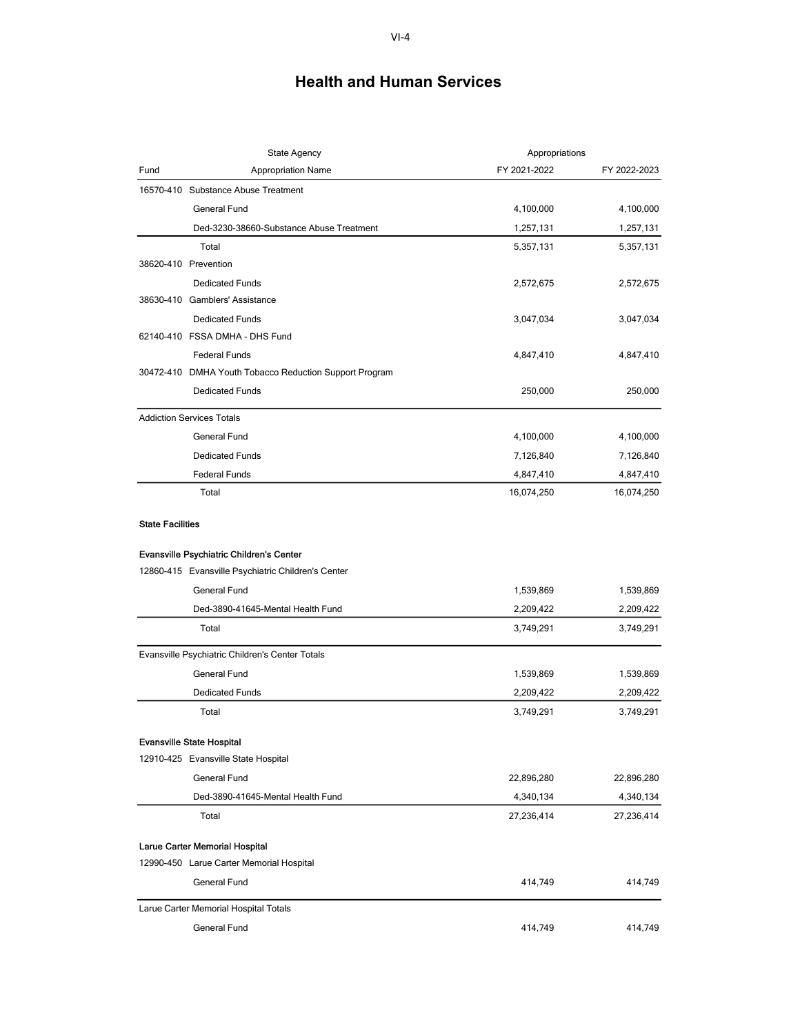## Health and Human Services

| Fund | State Agency / Appropriation Name | Appropriations FY 2021-2022 | FY 2022-2023 |
|---|---|---|---|
| 16570-410 | Substance Abuse Treatment | | |
| | General Fund | 4,100,000 | 4,100,000 |
| | Ded-3230-38660-Substance Abuse Treatment | 1,257,131 | 1,257,131 |
| | Total | 5,357,131 | 5,357,131 |
| 38620-410 | Prevention | | |
| | Dedicated Funds | 2,572,675 | 2,572,675 |
| 38630-410 | Gamblers' Assistance | | |
| | Dedicated Funds | 3,047,034 | 3,047,034 |
| 62140-410 | FSSA DMHA - DHS Fund | | |
| | Federal Funds | 4,847,410 | 4,847,410 |
| 30472-410 | DMHA Youth Tobacco Reduction Support Program | | |
| | Dedicated Funds | 250,000 | 250,000 |
| Addiction Services Totals | | | |
| | General Fund | 4,100,000 | 4,100,000 |
| | Dedicated Funds | 7,126,840 | 7,126,840 |
| | Federal Funds | 4,847,410 | 4,847,410 |
| | Total | 16,074,250 | 16,074,250 |
| **State Facilities** | | | |
| **Evansville Psychiatric Children's Center** | | | |
| 12860-415 | Evansville Psychiatric Children's Center | | |
| | General Fund | 1,539,869 | 1,539,869 |
| | Ded-3890-41645-Mental Health Fund | 2,209,422 | 2,209,422 |
| | Total | 3,749,291 | 3,749,291 |
| Evansville Psychiatric Children's Center Totals | | | |
| | General Fund | 1,539,869 | 1,539,869 |
| | Dedicated Funds | 2,209,422 | 2,209,422 |
| | Total | 3,749,291 | 3,749,291 |
| **Evansville State Hospital** | | | |
| 12910-425 | Evansville State Hospital | | |
| | General Fund | 22,896,280 | 22,896,280 |
| | Ded-3890-41645-Mental Health Fund | 4,340,134 | 4,340,134 |
| | Total | 27,236,414 | 27,236,414 |
| **Larue Carter Memorial Hospital** | | | |
| 12990-450 | Larue Carter Memorial Hospital | | |
| | General Fund | 414,749 | 414,749 |
| Larue Carter Memorial Hospital Totals | | | |
| | General Fund | 414,749 | 414,749 |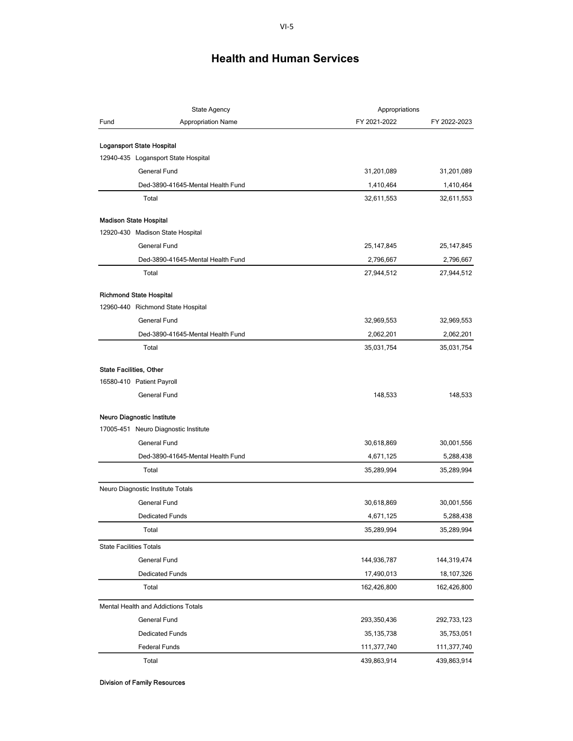## Health and Human Services

| Fund | State Agency<br>Appropriation Name | Appropriations<br>FY 2021-2022 | FY 2022-2023 |
|---|---|---|---|
| **Logansport State Hospital** | | | |
| 12940-435 | Logansport State Hospital | | |
| | General Fund | 31,201,089 | 31,201,089 |
| | Ded-3890-41645-Mental Health Fund | 1,410,464 | 1,410,464 |
| | Total | 32,611,553 | 32,611,553 |
| **Madison State Hospital** | | | |
| 12920-430 | Madison State Hospital | | |
| | General Fund | 25,147,845 | 25,147,845 |
| | Ded-3890-41645-Mental Health Fund | 2,796,667 | 2,796,667 |
| | Total | 27,944,512 | 27,944,512 |
| **Richmond State Hospital** | | | |
| 12960-440 | Richmond State Hospital | | |
| | General Fund | 32,969,553 | 32,969,553 |
| | Ded-3890-41645-Mental Health Fund | 2,062,201 | 2,062,201 |
| | Total | 35,031,754 | 35,031,754 |
| **State Facilities, Other** | | | |
| 16580-410 | Patient Payroll | | |
| | General Fund | 148,533 | 148,533 |
| **Neuro Diagnostic Institute** | | | |
| 17005-451 | Neuro Diagnostic Institute | | |
| | General Fund | 30,618,869 | 30,001,556 |
| | Ded-3890-41645-Mental Health Fund | 4,671,125 | 5,288,438 |
| | Total | 35,289,994 | 35,289,994 |
| Neuro Diagnostic Institute Totals | | | |
| | General Fund | 30,618,869 | 30,001,556 |
| | Dedicated Funds | 4,671,125 | 5,288,438 |
| | Total | 35,289,994 | 35,289,994 |
| State Facilities Totals | | | |
| | General Fund | 144,936,787 | 144,319,474 |
| | Dedicated Funds | 17,490,013 | 18,107,326 |
| | Total | 162,426,800 | 162,426,800 |
| Mental Health and Addictions Totals | | | |
| | General Fund | 293,350,436 | 292,733,123 |
| | Dedicated Funds | 35,135,738 | 35,753,051 |
| | Federal Funds | 111,377,740 | 111,377,740 |
| | Total | 439,863,914 | 439,863,914 |

**Division of Family Resources**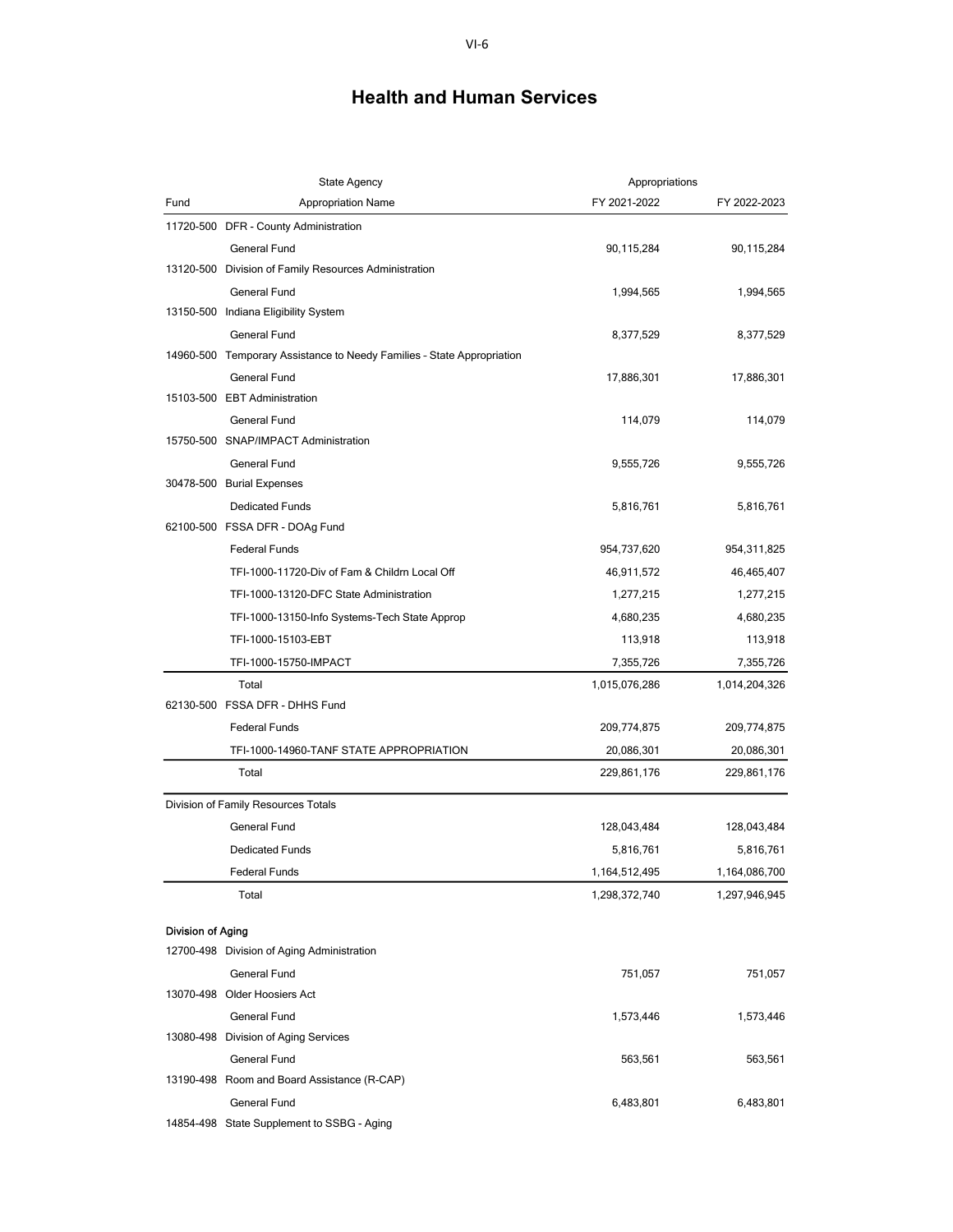## Health and Human Services

| Fund | State Agency / Appropriation Name | Appropriations FY 2021-2022 | FY 2022-2023 |
|---|---|---|---|
| 11720-500 | DFR - County Administration | | |
| | General Fund | 90,115,284 | 90,115,284 |
| 13120-500 | Division of Family Resources Administration | | |
| | General Fund | 1,994,565 | 1,994,565 |
| 13150-500 | Indiana Eligibility System | | |
| | General Fund | 8,377,529 | 8,377,529 |
| 14960-500 | Temporary Assistance to Needy Families - State Appropriation | | |
| | General Fund | 17,886,301 | 17,886,301 |
| 15103-500 | EBT Administration | | |
| | General Fund | 114,079 | 114,079 |
| 15750-500 | SNAP/IMPACT Administration | | |
| | General Fund | 9,555,726 | 9,555,726 |
| 30478-500 | Burial Expenses | | |
| | Dedicated Funds | 5,816,761 | 5,816,761 |
| 62100-500 | FSSA DFR - DOAg Fund | | |
| | Federal Funds | 954,737,620 | 954,311,825 |
| | TFI-1000-11720-Div of Fam & Childrn Local Off | 46,911,572 | 46,465,407 |
| | TFI-1000-13120-DFC State Administration | 1,277,215 | 1,277,215 |
| | TFI-1000-13150-Info Systems-Tech State Approp | 4,680,235 | 4,680,235 |
| | TFI-1000-15103-EBT | 113,918 | 113,918 |
| | TFI-1000-15750-IMPACT | 7,355,726 | 7,355,726 |
| | Total | 1,015,076,286 | 1,014,204,326 |
| 62130-500 | FSSA DFR - DHHS Fund | | |
| | Federal Funds | 209,774,875 | 209,774,875 |
| | TFI-1000-14960-TANF STATE APPROPRIATION | 20,086,301 | 20,086,301 |
| | Total | 229,861,176 | 229,861,176 |
| Division of Family Resources Totals | | | |
| | General Fund | 128,043,484 | 128,043,484 |
| | Dedicated Funds | 5,816,761 | 5,816,761 |
| | Federal Funds | 1,164,512,495 | 1,164,086,700 |
| | Total | 1,298,372,740 | 1,297,946,945 |
| **Division of Aging** | | | |
| 12700-498 | Division of Aging Administration | | |
| | General Fund | 751,057 | 751,057 |
| 13070-498 | Older Hoosiers Act | | |
| | General Fund | 1,573,446 | 1,573,446 |
| 13080-498 | Division of Aging Services | | |
| | General Fund | 563,561 | 563,561 |
| 13190-498 | Room and Board Assistance (R-CAP) | | |
| | General Fund | 6,483,801 | 6,483,801 |
| 14854-498 | State Supplement to SSBG - Aging | | |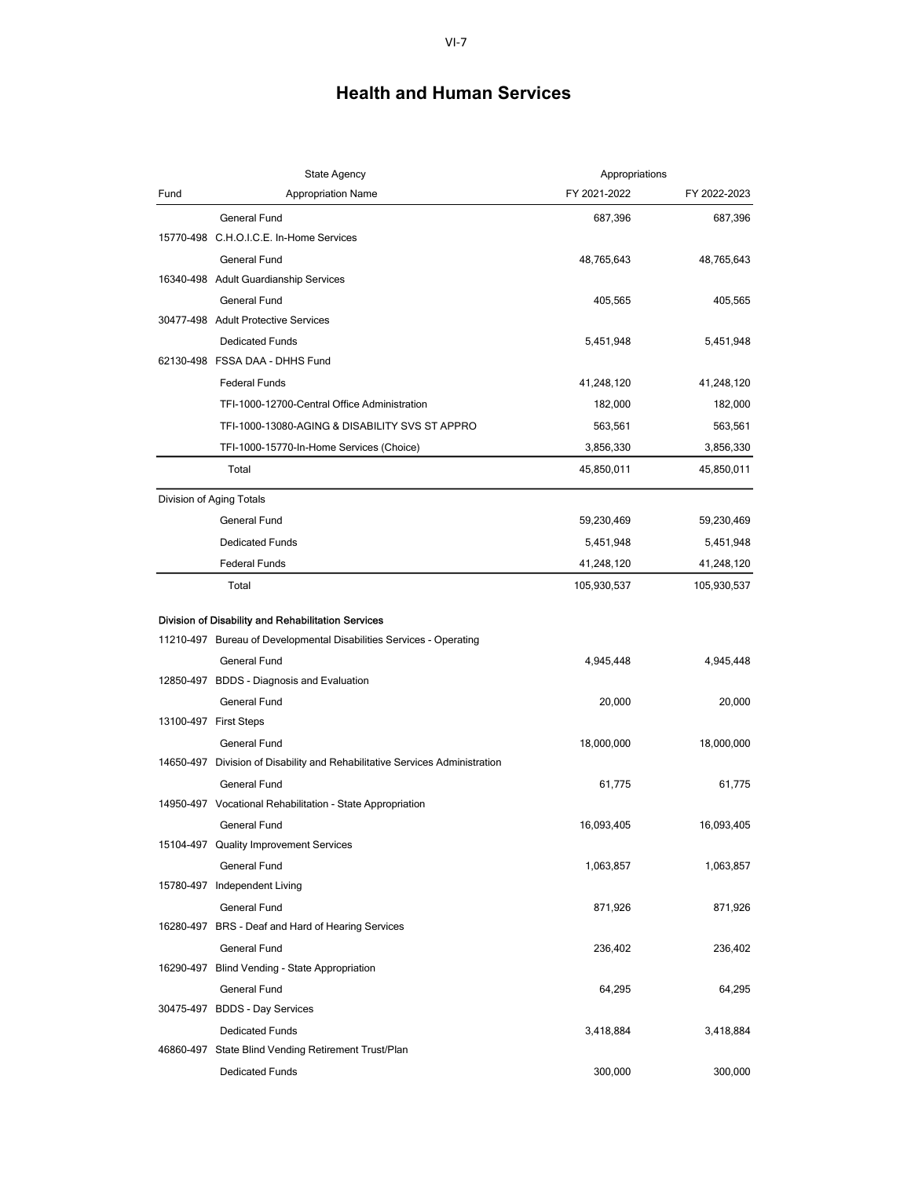# Health and Human Services

| Fund | State Agency<br>Appropriation Name | Appropriations<br>FY 2021-2022 | FY 2022-2023 |
|---|---|---|---|
| | General Fund | 687,396 | 687,396 |
| 15770-498 | C.H.O.I.C.E. In-Home Services | | |
| | General Fund | 48,765,643 | 48,765,643 |
| 16340-498 | Adult Guardianship Services | | |
| | General Fund | 405,565 | 405,565 |
| 30477-498 | Adult Protective Services | | |
| | Dedicated Funds | 5,451,948 | 5,451,948 |
| 62130-498 | FSSA DAA - DHHS Fund | | |
| | Federal Funds | 41,248,120 | 41,248,120 |
| | TFI-1000-12700-Central Office Administration | 182,000 | 182,000 |
| | TFI-1000-13080-AGING & DISABILITY SVS ST APPRO | 563,561 | 563,561 |
| | TFI-1000-15770-In-Home Services (Choice) | 3,856,330 | 3,856,330 |
| | Total | 45,850,011 | 45,850,011 |
| Division of Aging Totals | | | |
| | General Fund | 59,230,469 | 59,230,469 |
| | Dedicated Funds | 5,451,948 | 5,451,948 |
| | Federal Funds | 41,248,120 | 41,248,120 |
| | Total | 105,930,537 | 105,930,537 |
| **Division of Disability and Rehabilitation Services** | | | |
| 11210-497 | Bureau of Developmental Disabilities Services - Operating | | |
| | General Fund | 4,945,448 | 4,945,448 |
| 12850-497 | BDDS - Diagnosis and Evaluation | | |
| | General Fund | 20,000 | 20,000 |
| 13100-497 | First Steps | | |
| | General Fund | 18,000,000 | 18,000,000 |
| 14650-497 | Division of Disability and Rehabilitative Services Administration | | |
| | General Fund | 61,775 | 61,775 |
| 14950-497 | Vocational Rehabilitation - State Appropriation | | |
| | General Fund | 16,093,405 | 16,093,405 |
| 15104-497 | Quality Improvement Services | | |
| | General Fund | 1,063,857 | 1,063,857 |
| 15780-497 | Independent Living | | |
| | General Fund | 871,926 | 871,926 |
| 16280-497 | BRS - Deaf and Hard of Hearing Services | | |
| | General Fund | 236,402 | 236,402 |
| 16290-497 | Blind Vending - State Appropriation | | |
| | General Fund | 64,295 | 64,295 |
| 30475-497 | BDDS - Day Services | | |
| | Dedicated Funds | 3,418,884 | 3,418,884 |
| 46860-497 | State Blind Vending Retirement Trust/Plan | | |
| | Dedicated Funds | 300,000 | 300,000 |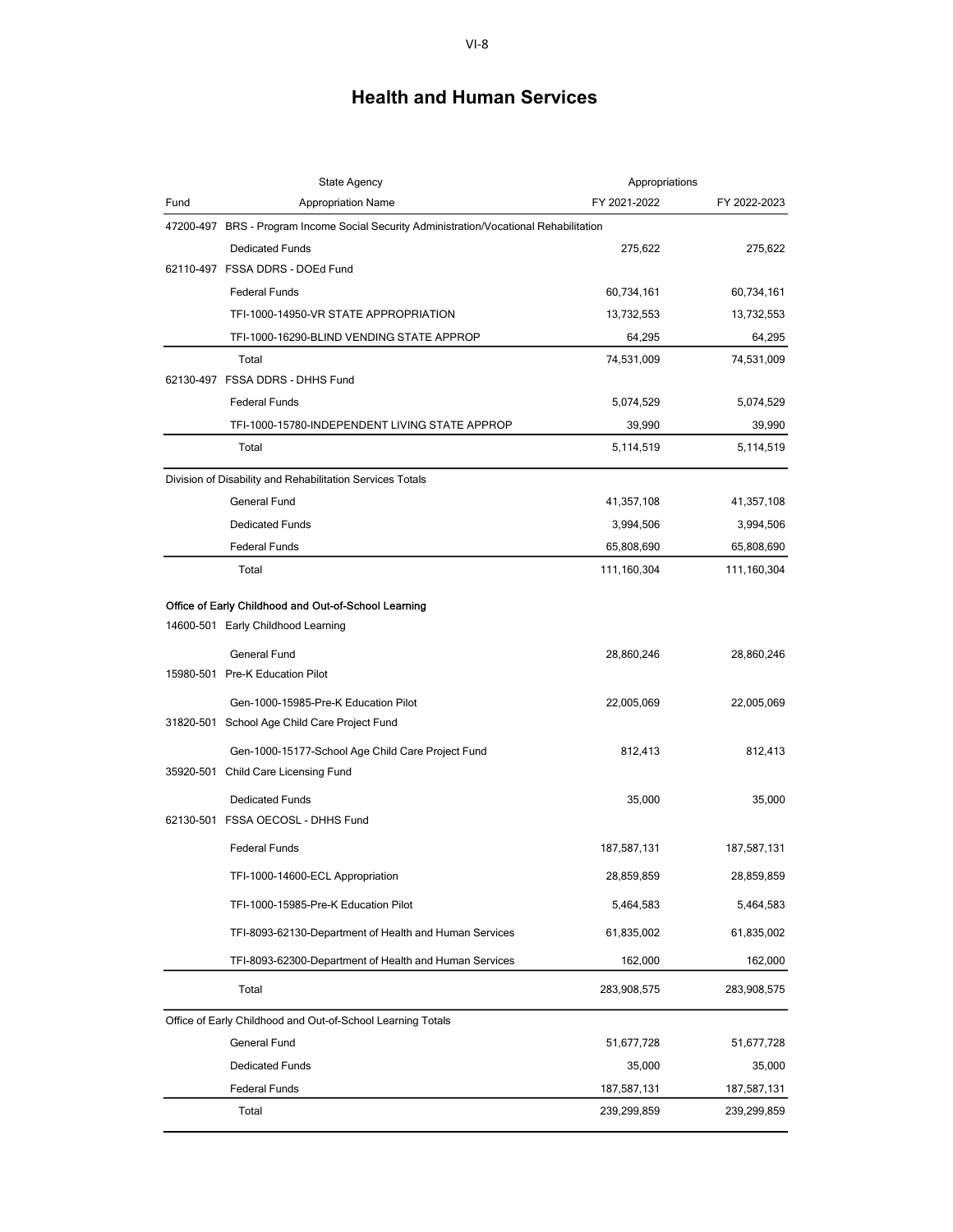# Health and Human Services

| Fund | State Agency<br>Appropriation Name | Appropriations<br>FY 2021-2022 | <br>FY 2022-2023 |
|---|---|---|---|
| 47200-497 | BRS - Program Income Social Security Administration/Vocational Rehabilitation | | |
| | Dedicated Funds | 275,622 | 275,622 |
| 62110-497 | FSSA DDRS - DOEd Fund | | |
| | Federal Funds | 60,734,161 | 60,734,161 |
| | TFI-1000-14950-VR STATE APPROPRIATION | 13,732,553 | 13,732,553 |
| | TFI-1000-16290-BLIND VENDING STATE APPROP | 64,295 | 64,295 |
| | Total | 74,531,009 | 74,531,009 |
| 62130-497 | FSSA DDRS - DHHS Fund | | |
| | Federal Funds | 5,074,529 | 5,074,529 |
| | TFI-1000-15780-INDEPENDENT LIVING STATE APPROP | 39,990 | 39,990 |
| | Total | 5,114,519 | 5,114,519 |
| Division of Disability and Rehabilitation Services Totals | | | |
| | General Fund | 41,357,108 | 41,357,108 |
| | Dedicated Funds | 3,994,506 | 3,994,506 |
| | Federal Funds | 65,808,690 | 65,808,690 |
| | Total | 111,160,304 | 111,160,304 |
| **Office of Early Childhood and Out-of-School Learning** | | | |
| 14600-501 | Early Childhood Learning | | |
| | General Fund | 28,860,246 | 28,860,246 |
| 15980-501 | Pre-K Education Pilot | | |
| | Gen-1000-15985-Pre-K Education Pilot | 22,005,069 | 22,005,069 |
| 31820-501 | School Age Child Care Project Fund | | |
| | Gen-1000-15177-School Age Child Care Project Fund | 812,413 | 812,413 |
| 35920-501 | Child Care Licensing Fund | | |
| | Dedicated Funds | 35,000 | 35,000 |
| 62130-501 | FSSA OECOSL - DHHS Fund | | |
| | Federal Funds | 187,587,131 | 187,587,131 |
| | TFI-1000-14600-ECL Appropriation | 28,859,859 | 28,859,859 |
| | TFI-1000-15985-Pre-K Education Pilot | 5,464,583 | 5,464,583 |
| | TFI-8093-62130-Department of Health and Human Services | 61,835,002 | 61,835,002 |
| | TFI-8093-62300-Department of Health and Human Services | 162,000 | 162,000 |
| | Total | 283,908,575 | 283,908,575 |
| Office of Early Childhood and Out-of-School Learning Totals | | | |
| | General Fund | 51,677,728 | 51,677,728 |
| | Dedicated Funds | 35,000 | 35,000 |
| | Federal Funds | 187,587,131 | 187,587,131 |
| | Total | 239,299,859 | 239,299,859 |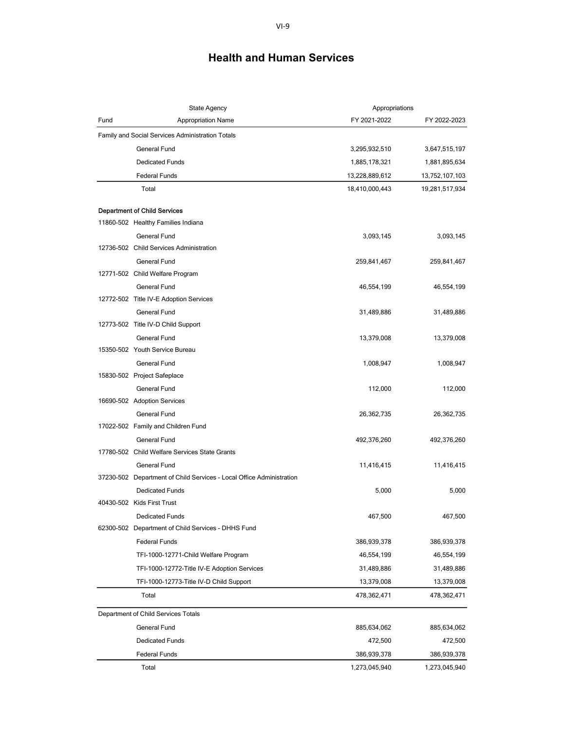# Health and Human Services

| Fund | State Agency<br>Appropriation Name | Appropriations<br>FY 2021-2022 | <br>FY 2022-2023 |
|---|---|---|---|
| Family and Social Services Administration Totals | | | |
| | General Fund | 3,295,932,510 | 3,647,515,197 |
| | Dedicated Funds | 1,885,178,321 | 1,881,895,634 |
| | Federal Funds | 13,228,889,612 | 13,752,107,103 |
| | Total | 18,410,000,443 | 19,281,517,934 |
| **Department of Child Services** | | | |
| 11860-502 | Healthy Families Indiana | | |
| | General Fund | 3,093,145 | 3,093,145 |
| 12736-502 | Child Services Administration | | |
| | General Fund | 259,841,467 | 259,841,467 |
| 12771-502 | Child Welfare Program | | |
| | General Fund | 46,554,199 | 46,554,199 |
| 12772-502 | Title IV-E Adoption Services | | |
| | General Fund | 31,489,886 | 31,489,886 |
| 12773-502 | Title IV-D Child Support | | |
| | General Fund | 13,379,008 | 13,379,008 |
| 15350-502 | Youth Service Bureau | | |
| | General Fund | 1,008,947 | 1,008,947 |
| 15830-502 | Project Safeplace | | |
| | General Fund | 112,000 | 112,000 |
| 16690-502 | Adoption Services | | |
| | General Fund | 26,362,735 | 26,362,735 |
| 17022-502 | Family and Children Fund | | |
| | General Fund | 492,376,260 | 492,376,260 |
| 17780-502 | Child Welfare Services State Grants | | |
| | General Fund | 11,416,415 | 11,416,415 |
| 37230-502 | Department of Child Services - Local Office Administration | | |
| | Dedicated Funds | 5,000 | 5,000 |
| 40430-502 | Kids First Trust | | |
| | Dedicated Funds | 467,500 | 467,500 |
| 62300-502 | Department of Child Services - DHHS Fund | | |
| | Federal Funds | 386,939,378 | 386,939,378 |
| | TFI-1000-12771-Child Welfare Program | 46,554,199 | 46,554,199 |
| | TFI-1000-12772-Title IV-E Adoption Services | 31,489,886 | 31,489,886 |
| | TFI-1000-12773-Title IV-D Child Support | 13,379,008 | 13,379,008 |
| | Total | 478,362,471 | 478,362,471 |
| Department of Child Services Totals | | | |
| | General Fund | 885,634,062 | 885,634,062 |
| | Dedicated Funds | 472,500 | 472,500 |
| | Federal Funds | 386,939,378 | 386,939,378 |
| | Total | 1,273,045,940 | 1,273,045,940 |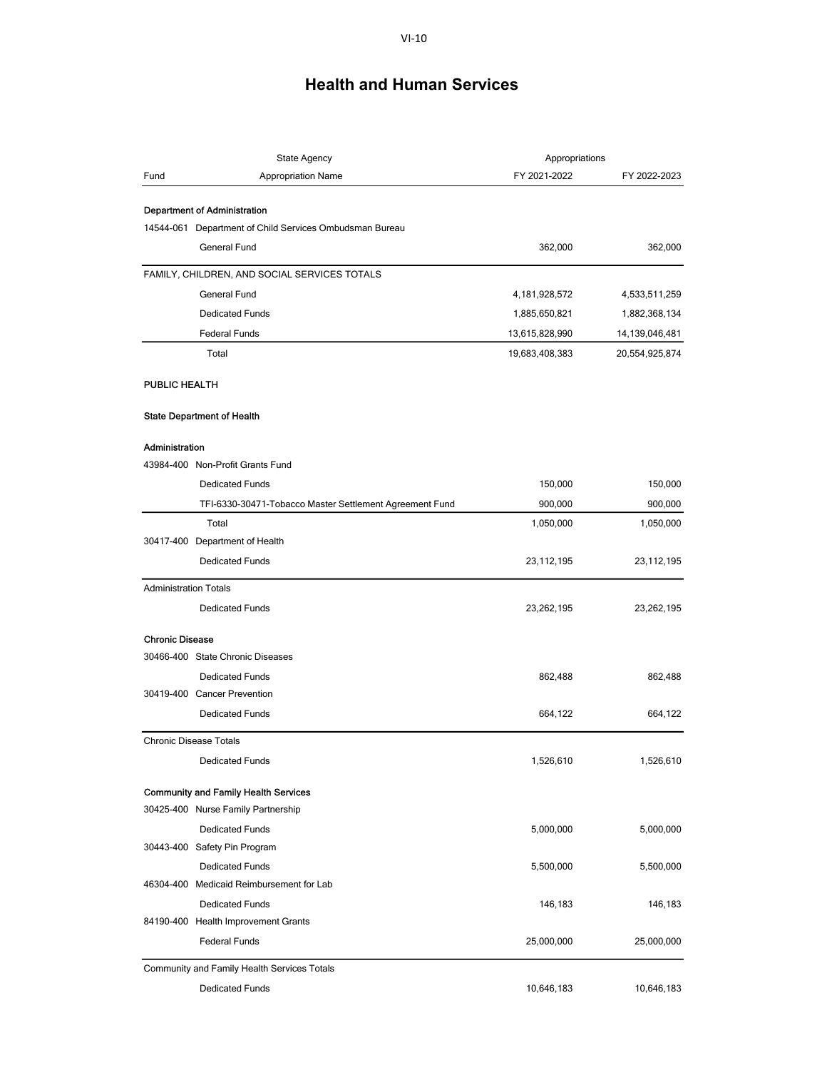# Health and Human Services

| Fund | State Agency / Appropriation Name | FY 2021-2022 | FY 2022-2023 |
|---|---|---|---|
| | **Department of Administration** | | |
| 14544-061 | Department of Child Services Ombudsman Bureau | | |
| | General Fund | 362,000 | 362,000 |
| | FAMILY, CHILDREN, AND SOCIAL SERVICES TOTALS | | |
| | General Fund | 4,181,928,572 | 4,533,511,259 |
| | Dedicated Funds | 1,885,650,821 | 1,882,368,134 |
| | Federal Funds | 13,615,828,990 | 14,139,046,481 |
| | Total | 19,683,408,383 | 20,554,925,874 |
| | **PUBLIC HEALTH** | | |
| | **State Department of Health** | | |
| | **Administration** | | |
| 43984-400 | Non-Profit Grants Fund | | |
| | Dedicated Funds | 150,000 | 150,000 |
| | TFI-6330-30471-Tobacco Master Settlement Agreement Fund | 900,000 | 900,000 |
| | Total | 1,050,000 | 1,050,000 |
| 30417-400 | Department of Health | | |
| | Dedicated Funds | 23,112,195 | 23,112,195 |
| | Administration Totals | | |
| | Dedicated Funds | 23,262,195 | 23,262,195 |
| | **Chronic Disease** | | |
| 30466-400 | State Chronic Diseases | | |
| | Dedicated Funds | 862,488 | 862,488 |
| 30419-400 | Cancer Prevention | | |
| | Dedicated Funds | 664,122 | 664,122 |
| | Chronic Disease Totals | | |
| | Dedicated Funds | 1,526,610 | 1,526,610 |
| | **Community and Family Health Services** | | |
| 30425-400 | Nurse Family Partnership | | |
| | Dedicated Funds | 5,000,000 | 5,000,000 |
| 30443-400 | Safety Pin Program | | |
| | Dedicated Funds | 5,500,000 | 5,500,000 |
| 46304-400 | Medicaid Reimbursement for Lab | | |
| | Dedicated Funds | 146,183 | 146,183 |
| 84190-400 | Health Improvement Grants | | |
| | Federal Funds | 25,000,000 | 25,000,000 |
| | Community and Family Health Services Totals | | |
| | Dedicated Funds | 10,646,183 | 10,646,183 |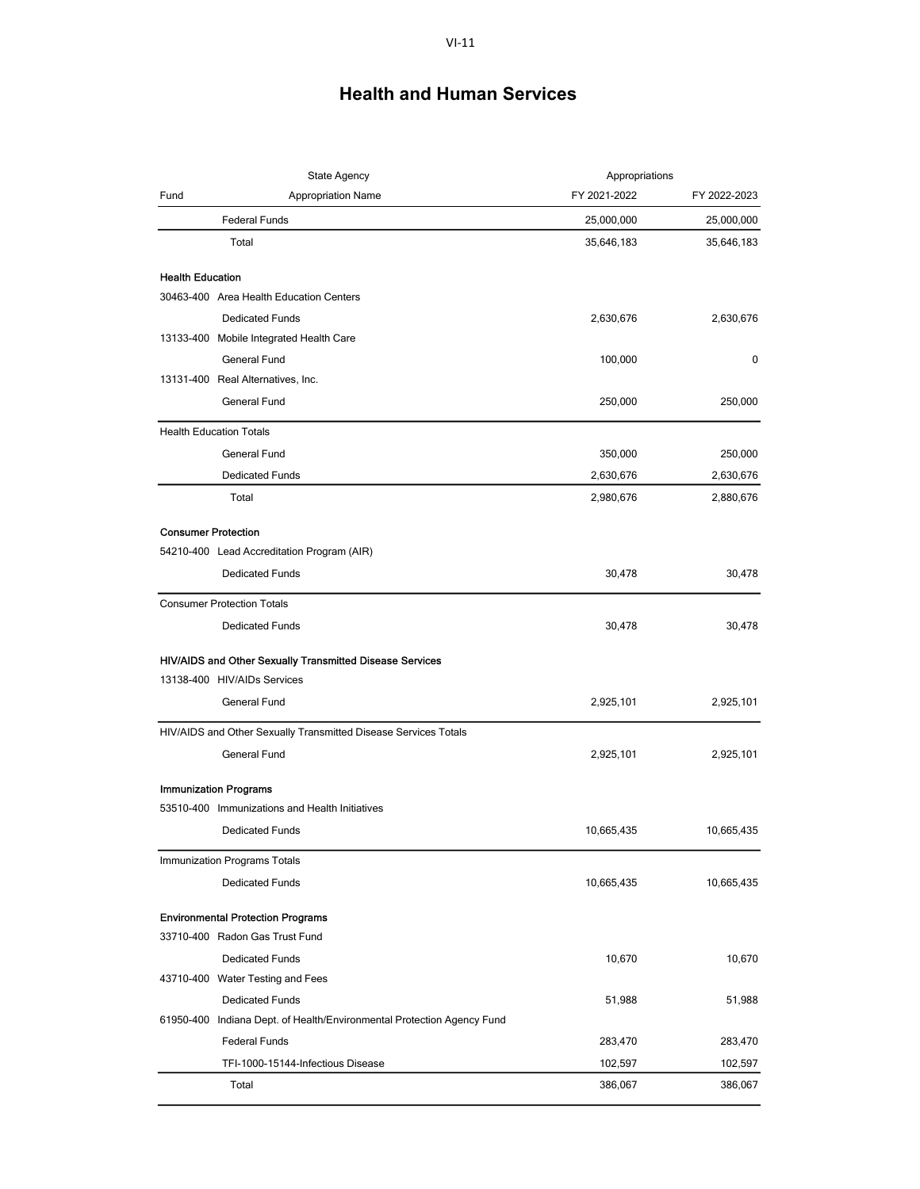# Health and Human Services

| Fund | State Agency / Appropriation Name | Appropriations FY 2021-2022 | Appropriations FY 2022-2023 |
|---|---|---|---|
| | Federal Funds | 25,000,000 | 25,000,000 |
| | Total | 35,646,183 | 35,646,183 |
| **Health Education** | | | |
| 30463-400 | Area Health Education Centers | | |
| | Dedicated Funds | 2,630,676 | 2,630,676 |
| 13133-400 | Mobile Integrated Health Care | | |
| | General Fund | 100,000 | 0 |
| 13131-400 | Real Alternatives, Inc. | | |
| | General Fund | 250,000 | 250,000 |
| Health Education Totals | | | |
| | General Fund | 350,000 | 250,000 |
| | Dedicated Funds | 2,630,676 | 2,630,676 |
| | Total | 2,980,676 | 2,880,676 |
| **Consumer Protection** | | | |
| 54210-400 | Lead Accreditation Program (AIR) | | |
| | Dedicated Funds | 30,478 | 30,478 |
| Consumer Protection Totals | | | |
| | Dedicated Funds | 30,478 | 30,478 |
| **HIV/AIDS and Other Sexually Transmitted Disease Services** | | | |
| 13138-400 | HIV/AIDs Services | | |
| | General Fund | 2,925,101 | 2,925,101 |
| HIV/AIDS and Other Sexually Transmitted Disease Services Totals | | | |
| | General Fund | 2,925,101 | 2,925,101 |
| **Immunization Programs** | | | |
| 53510-400 | Immunizations and Health Initiatives | | |
| | Dedicated Funds | 10,665,435 | 10,665,435 |
| Immunization Programs Totals | | | |
| | Dedicated Funds | 10,665,435 | 10,665,435 |
| **Environmental Protection Programs** | | | |
| 33710-400 | Radon Gas Trust Fund | | |
| | Dedicated Funds | 10,670 | 10,670 |
| 43710-400 | Water Testing and Fees | | |
| | Dedicated Funds | 51,988 | 51,988 |
| 61950-400 | Indiana Dept. of Health/Environmental Protection Agency Fund | | |
| | Federal Funds | 283,470 | 283,470 |
| | TFI-1000-15144-Infectious Disease | 102,597 | 102,597 |
| | Total | 386,067 | 386,067 |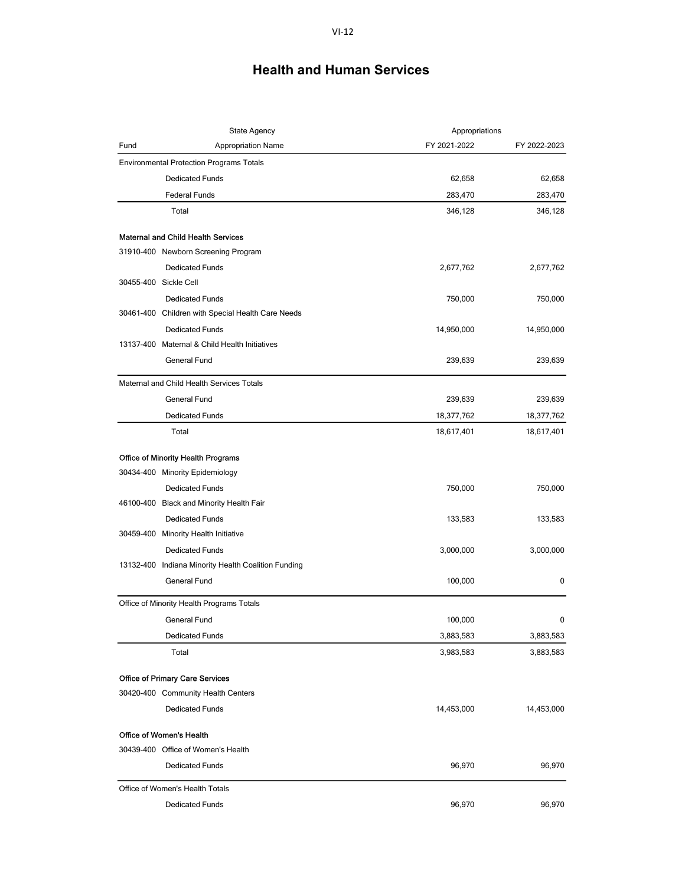## Health and Human Services

| Fund | State Agency / Appropriation Name | Appropriations FY 2021-2022 | FY 2022-2023 |
|---|---|---|---|
| | Environmental Protection Programs Totals | | |
| | Dedicated Funds | 62,658 | 62,658 |
| | Federal Funds | 283,470 | 283,470 |
| | Total | 346,128 | 346,128 |
| | **Maternal and Child Health Services** | | |
| 31910-400 | Newborn Screening Program | | |
| | Dedicated Funds | 2,677,762 | 2,677,762 |
| 30455-400 | Sickle Cell | | |
| | Dedicated Funds | 750,000 | 750,000 |
| 30461-400 | Children with Special Health Care Needs | | |
| | Dedicated Funds | 14,950,000 | 14,950,000 |
| 13137-400 | Maternal & Child Health Initiatives | | |
| | General Fund | 239,639 | 239,639 |
| | Maternal and Child Health Services Totals | | |
| | General Fund | 239,639 | 239,639 |
| | Dedicated Funds | 18,377,762 | 18,377,762 |
| | Total | 18,617,401 | 18,617,401 |
| | **Office of Minority Health Programs** | | |
| 30434-400 | Minority Epidemiology | | |
| | Dedicated Funds | 750,000 | 750,000 |
| 46100-400 | Black and Minority Health Fair | | |
| | Dedicated Funds | 133,583 | 133,583 |
| 30459-400 | Minority Health Initiative | | |
| | Dedicated Funds | 3,000,000 | 3,000,000 |
| 13132-400 | Indiana Minority Health Coalition Funding | | |
| | General Fund | 100,000 | 0 |
| | Office of Minority Health Programs Totals | | |
| | General Fund | 100,000 | 0 |
| | Dedicated Funds | 3,883,583 | 3,883,583 |
| | Total | 3,983,583 | 3,883,583 |
| | **Office of Primary Care Services** | | |
| 30420-400 | Community Health Centers | | |
| | Dedicated Funds | 14,453,000 | 14,453,000 |
| | **Office of Women's Health** | | |
| 30439-400 | Office of Women's Health | | |
| | Dedicated Funds | 96,970 | 96,970 |
| | Office of Women's Health Totals | | |
| | Dedicated Funds | 96,970 | 96,970 |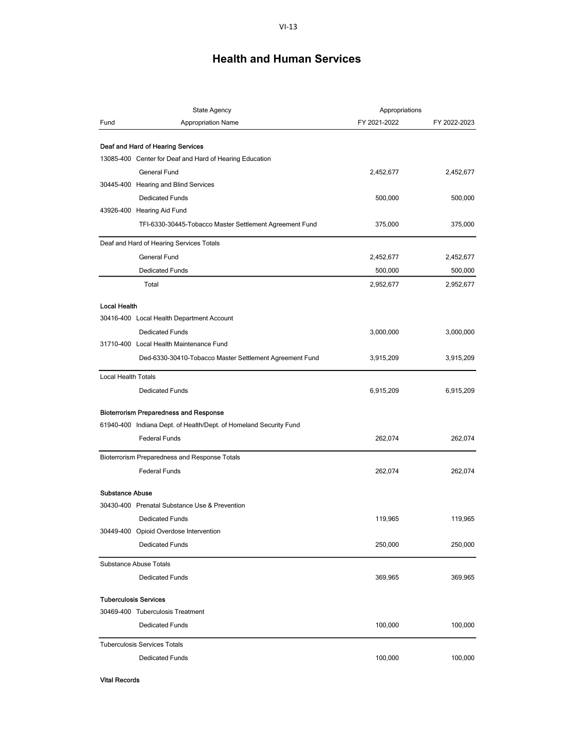# Health and Human Services

| Fund | State Agency / Appropriation Name | FY 2021-2022 | FY 2022-2023 |
|---|---|---|---|
| | **Deaf and Hard of Hearing Services** | | |
| 13085-400 | Center for Deaf and Hard of Hearing Education | | |
| | General Fund | 2,452,677 | 2,452,677 |
| 30445-400 | Hearing and Blind Services | | |
| | Dedicated Funds | 500,000 | 500,000 |
| 43926-400 | Hearing Aid Fund | | |
| | TFI-6330-30445-Tobacco Master Settlement Agreement Fund | 375,000 | 375,000 |
| | Deaf and Hard of Hearing Services Totals | | |
| | General Fund | 2,452,677 | 2,452,677 |
| | Dedicated Funds | 500,000 | 500,000 |
| | Total | 2,952,677 | 2,952,677 |
| | **Local Health** | | |
| 30416-400 | Local Health Department Account | | |
| | Dedicated Funds | 3,000,000 | 3,000,000 |
| 31710-400 | Local Health Maintenance Fund | | |
| | Ded-6330-30410-Tobacco Master Settlement Agreement Fund | 3,915,209 | 3,915,209 |
| | Local Health Totals | | |
| | Dedicated Funds | 6,915,209 | 6,915,209 |
| | **Bioterrorism Preparedness and Response** | | |
| 61940-400 | Indiana Dept. of Health/Dept. of Homeland Security Fund | | |
| | Federal Funds | 262,074 | 262,074 |
| | Bioterrorism Preparedness and Response Totals | | |
| | Federal Funds | 262,074 | 262,074 |
| | **Substance Abuse** | | |
| 30430-400 | Prenatal Substance Use & Prevention | | |
| | Dedicated Funds | 119,965 | 119,965 |
| 30449-400 | Opioid Overdose Intervention | | |
| | Dedicated Funds | 250,000 | 250,000 |
| | Substance Abuse Totals | | |
| | Dedicated Funds | 369,965 | 369,965 |
| | **Tuberculosis Services** | | |
| 30469-400 | Tuberculosis Treatment | | |
| | Dedicated Funds | 100,000 | 100,000 |
| | Tuberculosis Services Totals | | |
| | Dedicated Funds | 100,000 | 100,000 |
| | **Vital Records** | | |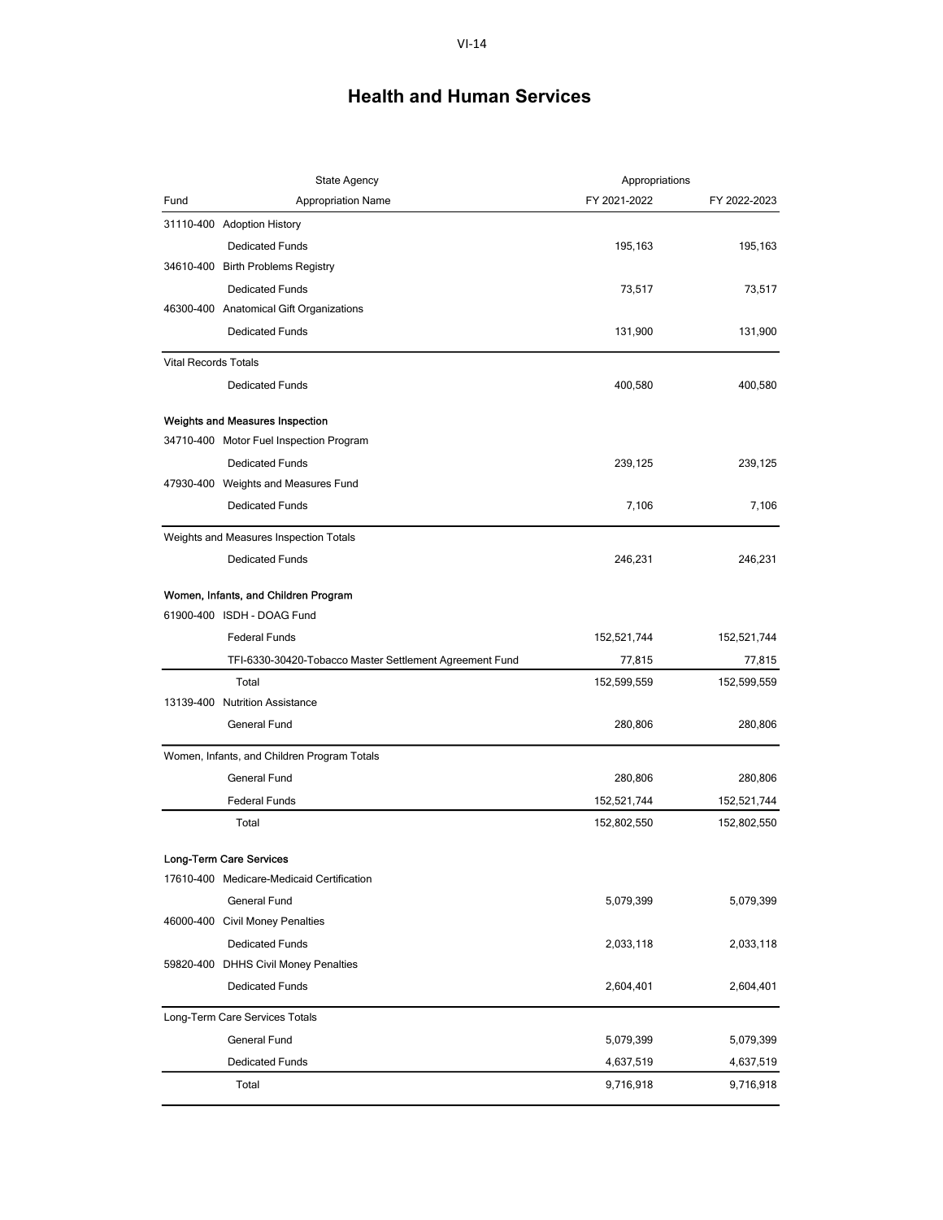# Health and Human Services

| Fund | State Agency / Appropriation Name | Appropriations FY 2021-2022 | FY 2022-2023 |
|---|---|---|---|
| 31110-400 | Adoption History | | |
| | Dedicated Funds | 195,163 | 195,163 |
| 34610-400 | Birth Problems Registry | | |
| | Dedicated Funds | 73,517 | 73,517 |
| 46300-400 | Anatomical Gift Organizations | | |
| | Dedicated Funds | 131,900 | 131,900 |
| Vital Records Totals | | | |
| | Dedicated Funds | 400,580 | 400,580 |
| **Weights and Measures Inspection** | | | |
| 34710-400 | Motor Fuel Inspection Program | | |
| | Dedicated Funds | 239,125 | 239,125 |
| 47930-400 | Weights and Measures Fund | | |
| | Dedicated Funds | 7,106 | 7,106 |
| Weights and Measures Inspection Totals | | | |
| | Dedicated Funds | 246,231 | 246,231 |
| **Women, Infants, and Children Program** | | | |
| 61900-400 | ISDH - DOAG Fund | | |
| | Federal Funds | 152,521,744 | 152,521,744 |
| | TFI-6330-30420-Tobacco Master Settlement Agreement Fund | 77,815 | 77,815 |
| | Total | 152,599,559 | 152,599,559 |
| 13139-400 | Nutrition Assistance | | |
| | General Fund | 280,806 | 280,806 |
| Women, Infants, and Children Program Totals | | | |
| | General Fund | 280,806 | 280,806 |
| | Federal Funds | 152,521,744 | 152,521,744 |
| | Total | 152,802,550 | 152,802,550 |
| **Long-Term Care Services** | | | |
| 17610-400 | Medicare-Medicaid Certification | | |
| | General Fund | 5,079,399 | 5,079,399 |
| 46000-400 | Civil Money Penalties | | |
| | Dedicated Funds | 2,033,118 | 2,033,118 |
| 59820-400 | DHHS Civil Money Penalties | | |
| | Dedicated Funds | 2,604,401 | 2,604,401 |
| Long-Term Care Services Totals | | | |
| | General Fund | 5,079,399 | 5,079,399 |
| | Dedicated Funds | 4,637,519 | 4,637,519 |
| | Total | 9,716,918 | 9,716,918 |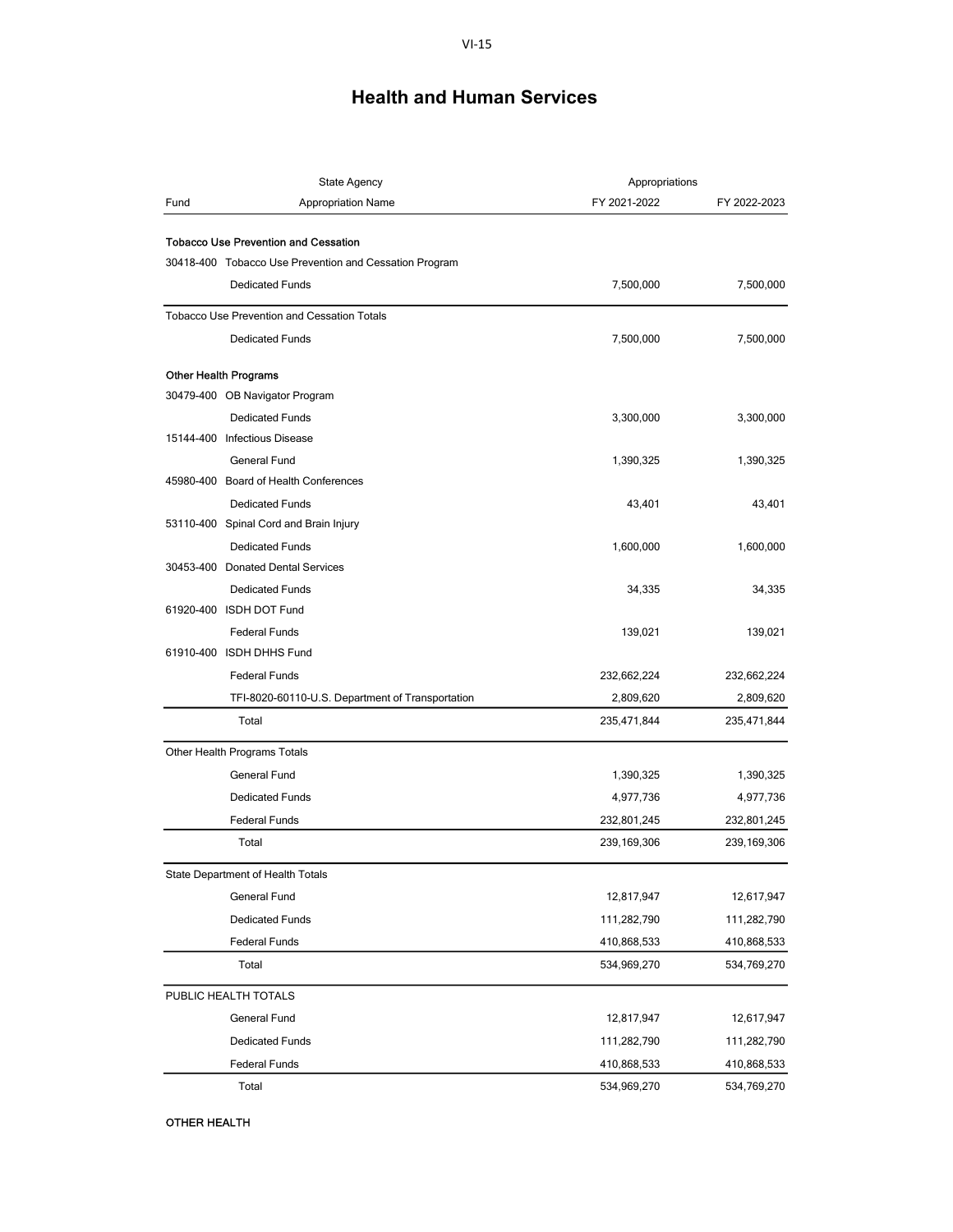## Health and Human Services

| Fund | State Agency / Appropriation Name | Appropriations FY 2021-2022 | Appropriations FY 2022-2023 |
|---|---|---|---|
| **Tobacco Use Prevention and Cessation** | | | |
| 30418-400 | Tobacco Use Prevention and Cessation Program | | |
| | Dedicated Funds | 7,500,000 | 7,500,000 |
| Tobacco Use Prevention and Cessation Totals | | | |
| | Dedicated Funds | 7,500,000 | 7,500,000 |
| **Other Health Programs** | | | |
| 30479-400 | OB Navigator Program | | |
| | Dedicated Funds | 3,300,000 | 3,300,000 |
| 15144-400 | Infectious Disease | | |
| | General Fund | 1,390,325 | 1,390,325 |
| 45980-400 | Board of Health Conferences | | |
| | Dedicated Funds | 43,401 | 43,401 |
| 53110-400 | Spinal Cord and Brain Injury | | |
| | Dedicated Funds | 1,600,000 | 1,600,000 |
| 30453-400 | Donated Dental Services | | |
| | Dedicated Funds | 34,335 | 34,335 |
| 61920-400 | ISDH DOT Fund | | |
| | Federal Funds | 139,021 | 139,021 |
| 61910-400 | ISDH DHHS Fund | | |
| | Federal Funds | 232,662,224 | 232,662,224 |
| | TFI-8020-60110-U.S. Department of Transportation | 2,809,620 | 2,809,620 |
| | Total | 235,471,844 | 235,471,844 |
| Other Health Programs Totals | | | |
| | General Fund | 1,390,325 | 1,390,325 |
| | Dedicated Funds | 4,977,736 | 4,977,736 |
| | Federal Funds | 232,801,245 | 232,801,245 |
| | Total | 239,169,306 | 239,169,306 |
| State Department of Health Totals | | | |
| | General Fund | 12,817,947 | 12,617,947 |
| | Dedicated Funds | 111,282,790 | 111,282,790 |
| | Federal Funds | 410,868,533 | 410,868,533 |
| | Total | 534,969,270 | 534,769,270 |
| PUBLIC HEALTH TOTALS | | | |
| | General Fund | 12,817,947 | 12,617,947 |
| | Dedicated Funds | 111,282,790 | 111,282,790 |
| | Federal Funds | 410,868,533 | 410,868,533 |
| | Total | 534,969,270 | 534,769,270 |

**OTHER HEALTH**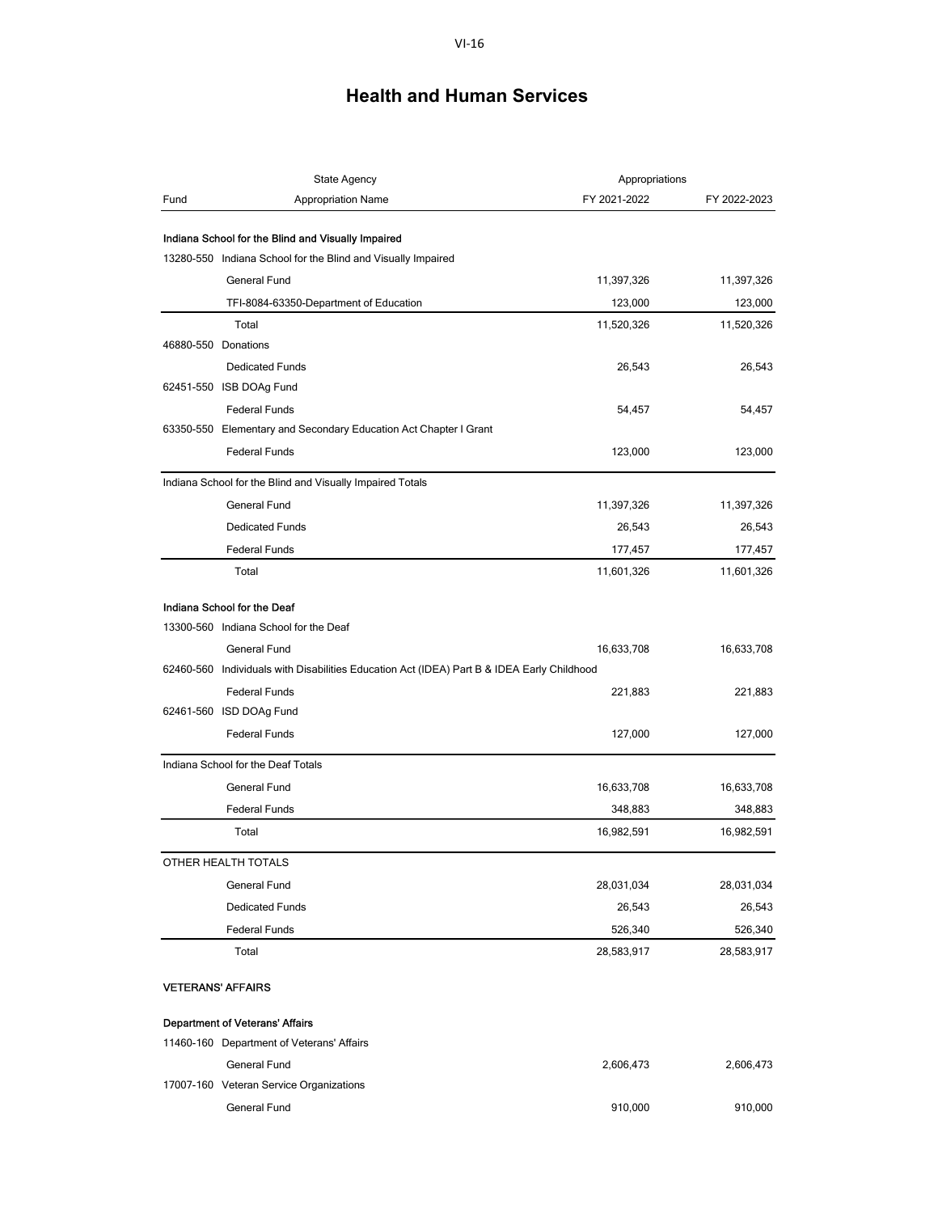# Health and Human Services

| Fund | State Agency / Appropriation Name | Appropriations FY 2021-2022 | FY 2022-2023 |
|---|---|---|---|
| | **Indiana School for the Blind and Visually Impaired** | | |
| 13280-550 | Indiana School for the Blind and Visually Impaired | | |
| | General Fund | 11,397,326 | 11,397,326 |
| | TFI-8084-63350-Department of Education | 123,000 | 123,000 |
| | Total | 11,520,326 | 11,520,326 |
| 46880-550 | Donations | | |
| | Dedicated Funds | 26,543 | 26,543 |
| 62451-550 | ISB DOAg Fund | | |
| | Federal Funds | 54,457 | 54,457 |
| 63350-550 | Elementary and Secondary Education Act Chapter I Grant | | |
| | Federal Funds | 123,000 | 123,000 |
| | Indiana School for the Blind and Visually Impaired Totals | | |
| | General Fund | 11,397,326 | 11,397,326 |
| | Dedicated Funds | 26,543 | 26,543 |
| | Federal Funds | 177,457 | 177,457 |
| | Total | 11,601,326 | 11,601,326 |
| | **Indiana School for the Deaf** | | |
| 13300-560 | Indiana School for the Deaf | | |
| | General Fund | 16,633,708 | 16,633,708 |
| 62460-560 | Individuals with Disabilities Education Act (IDEA) Part B & IDEA Early Childhood | | |
| | Federal Funds | 221,883 | 221,883 |
| 62461-560 | ISD DOAg Fund | | |
| | Federal Funds | 127,000 | 127,000 |
| | Indiana School for the Deaf Totals | | |
| | General Fund | 16,633,708 | 16,633,708 |
| | Federal Funds | 348,883 | 348,883 |
| | Total | 16,982,591 | 16,982,591 |
| | OTHER HEALTH TOTALS | | |
| | General Fund | 28,031,034 | 28,031,034 |
| | Dedicated Funds | 26,543 | 26,543 |
| | Federal Funds | 526,340 | 526,340 |
| | Total | 28,583,917 | 28,583,917 |
| | **VETERANS' AFFAIRS** | | |
| | **Department of Veterans' Affairs** | | |
| 11460-160 | Department of Veterans' Affairs | | |
| | General Fund | 2,606,473 | 2,606,473 |
| 17007-160 | Veteran Service Organizations | | |
| | General Fund | 910,000 | 910,000 |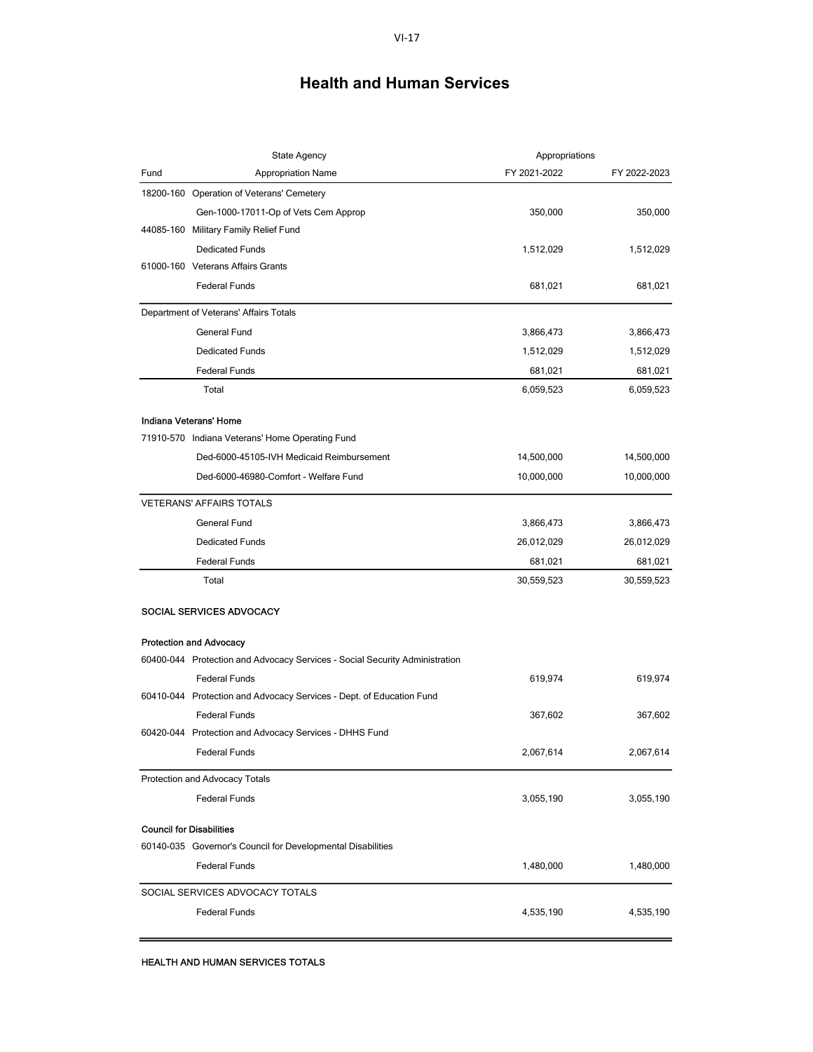# Health and Human Services

| Fund | State Agency / Appropriation Name | FY 2021-2022 | FY 2022-2023 |
|---|---|---|---|
| 18200-160 | Operation of Veterans' Cemetery | | |
| | Gen-1000-17011-Op of Vets Cem Approp | 350,000 | 350,000 |
| 44085-160 | Military Family Relief Fund | | |
| | Dedicated Funds | 1,512,029 | 1,512,029 |
| 61000-160 | Veterans Affairs Grants | | |
| | Federal Funds | 681,021 | 681,021 |
| Department of Veterans' Affairs Totals | | | |
| | General Fund | 3,866,473 | 3,866,473 |
| | Dedicated Funds | 1,512,029 | 1,512,029 |
| | Federal Funds | 681,021 | 681,021 |
| | Total | 6,059,523 | 6,059,523 |
| **Indiana Veterans' Home** | | | |
| 71910-570 | Indiana Veterans' Home Operating Fund | | |
| | Ded-6000-45105-IVH Medicaid Reimbursement | 14,500,000 | 14,500,000 |
| | Ded-6000-46980-Comfort - Welfare Fund | 10,000,000 | 10,000,000 |
| VETERANS' AFFAIRS TOTALS | | | |
| | General Fund | 3,866,473 | 3,866,473 |
| | Dedicated Funds | 26,012,029 | 26,012,029 |
| | Federal Funds | 681,021 | 681,021 |
| | Total | 30,559,523 | 30,559,523 |
| **SOCIAL SERVICES ADVOCACY** | | | |
| **Protection and Advocacy** | | | |
| 60400-044 | Protection and Advocacy Services - Social Security Administration | | |
| | Federal Funds | 619,974 | 619,974 |
| 60410-044 | Protection and Advocacy Services - Dept. of Education Fund | | |
| | Federal Funds | 367,602 | 367,602 |
| 60420-044 | Protection and Advocacy Services - DHHS Fund | | |
| | Federal Funds | 2,067,614 | 2,067,614 |
| Protection and Advocacy Totals | | | |
| | Federal Funds | 3,055,190 | 3,055,190 |
| **Council for Disabilities** | | | |
| 60140-035 | Governor's Council for Developmental Disabilities | | |
| | Federal Funds | 1,480,000 | 1,480,000 |
| SOCIAL SERVICES ADVOCACY TOTALS | | | |
| | Federal Funds | 4,535,190 | 4,535,190 |

HEALTH AND HUMAN SERVICES TOTALS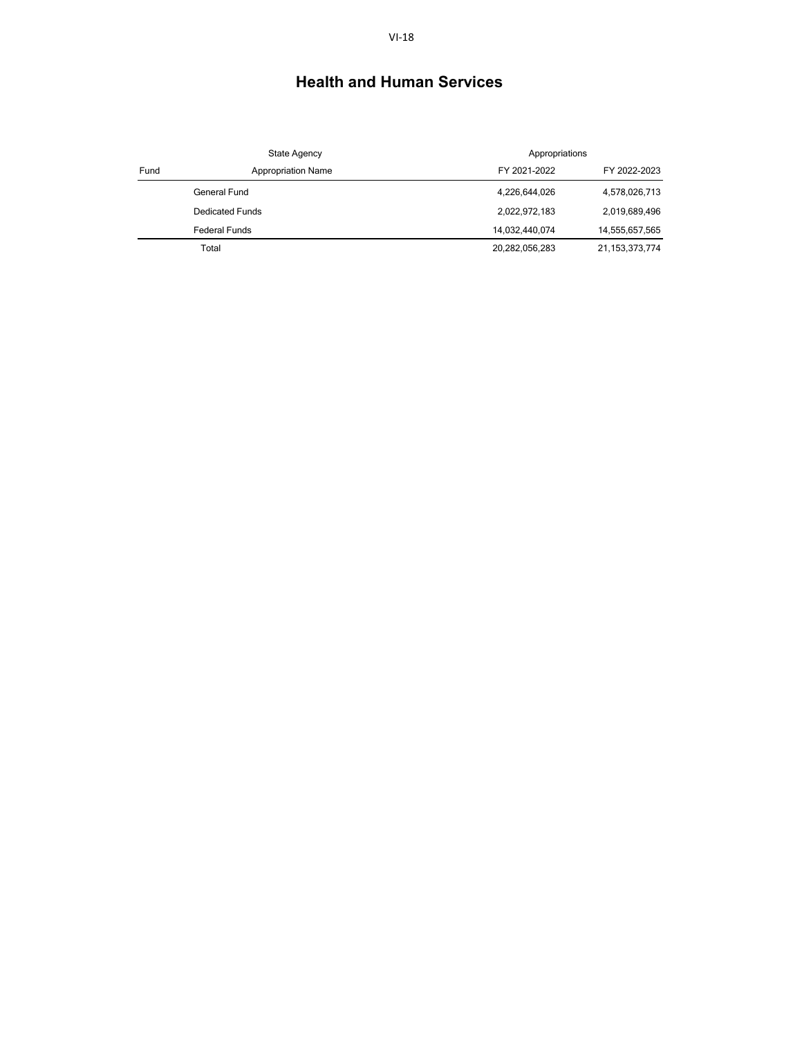# Health and Human Services

| | State Agency | Appropriations | |
|---|---|---|---|
| Fund | Appropriation Name | FY 2021-2022 | FY 2022-2023 |
| | General Fund | 4,226,644,026 | 4,578,026,713 |
| | Dedicated Funds | 2,022,972,183 | 2,019,689,496 |
| | Federal Funds | 14,032,440,074 | 14,555,657,565 |
| | Total | 20,282,056,283 | 21,153,373,774 |